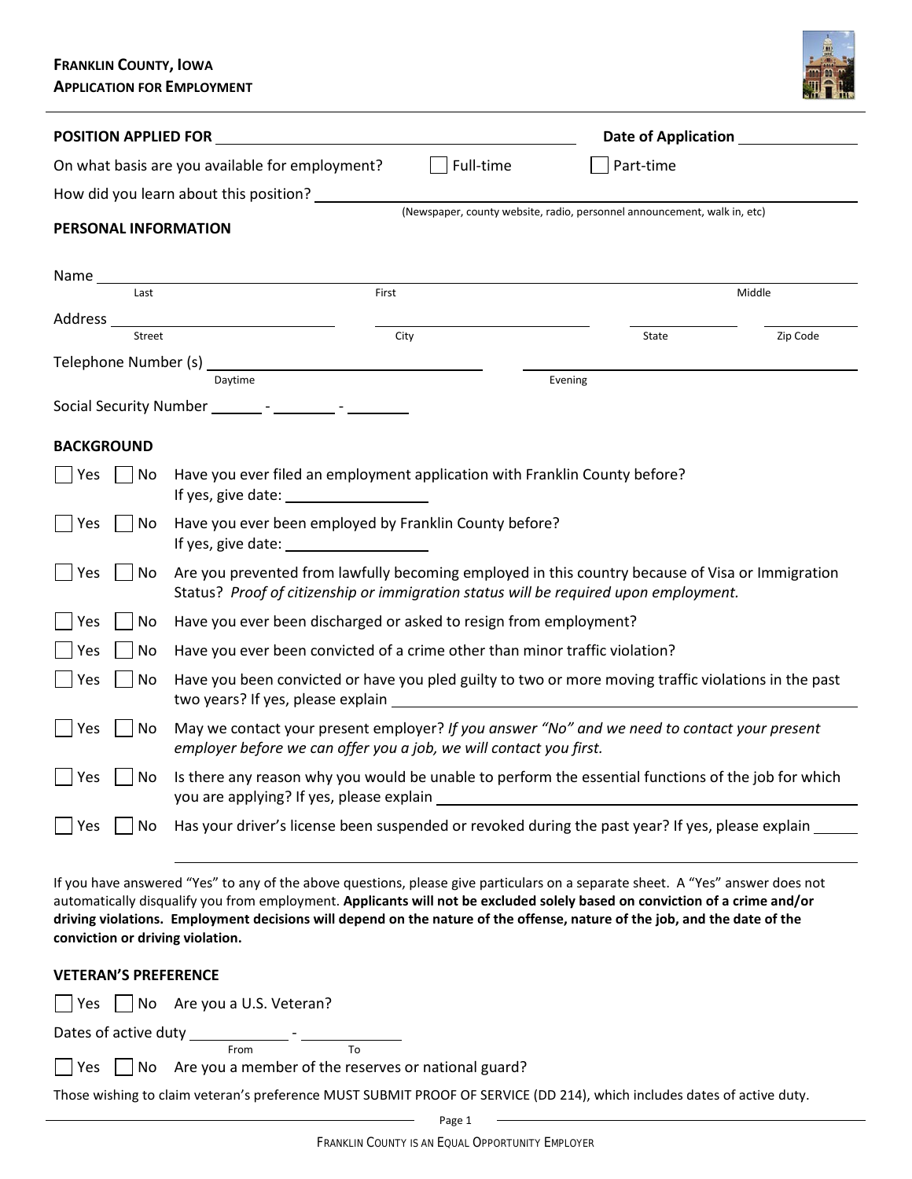**FRANKLIN COUNTY, IOWA**
**APPLICATION FOR EMPLOYMENT**

**POSITION APPLIED FOR** ________________________ **Date of Application** ____________

On what basis are you available for employment? ☐ Full-time ☐ Part-time

How did you learn about this position? ________________________
(Newspaper, county website, radio, personnel announcement, walk in, etc)

## PERSONAL INFORMATION

Name ________________________
Last First Middle

Address ________________________
Street City State Zip Code

Telephone Number (s) ________________________
Daytime Evening

Social Security Number ______ - ______ - ______

## BACKGROUND

☐ Yes ☐ No Have you ever filed an employment application with Franklin County before?
If yes, give date: ____________

☐ Yes ☐ No Have you ever been employed by Franklin County before?
If yes, give date: ____________

☐ Yes ☐ No Are you prevented from lawfully becoming employed in this country because of Visa or Immigration Status? *Proof of citizenship or immigration status will be required upon employment.*

☐ Yes ☐ No Have you ever been discharged or asked to resign from employment?

☐ Yes ☐ No Have you ever been convicted of a crime other than minor traffic violation?

☐ Yes ☐ No Have you been convicted or have you pled guilty to two or more moving traffic violations in the past two years? If yes, please explain ____________

☐ Yes ☐ No May we contact your present employer? *If you answer "No" and we need to contact your present employer before we can offer you a job, we will contact you first.*

☐ Yes ☐ No Is there any reason why you would be unable to perform the essential functions of the job for which you are applying? If yes, please explain ____________

☐ Yes ☐ No Has your driver's license been suspended or revoked during the past year? If yes, please explain ____________

If you have answered "Yes" to any of the above questions, please give particulars on a separate sheet. A "Yes" answer does not automatically disqualify you from employment. **Applicants will not be excluded solely based on conviction of a crime and/or driving violations. Employment decisions will depend on the nature of the offense, nature of the job, and the date of the conviction or driving violation.**

## VETERAN'S PREFERENCE

☐ Yes ☐ No Are you a U.S. Veteran?

Dates of active duty ____________ - ____________
From To

☐ Yes ☐ No Are you a member of the reserves or national guard?

Those wishing to claim veteran's preference MUST SUBMIT PROOF OF SERVICE (DD 214), which includes dates of active duty.

FRANKLIN COUNTY IS AN EQUAL OPPORTUNITY EMPLOYER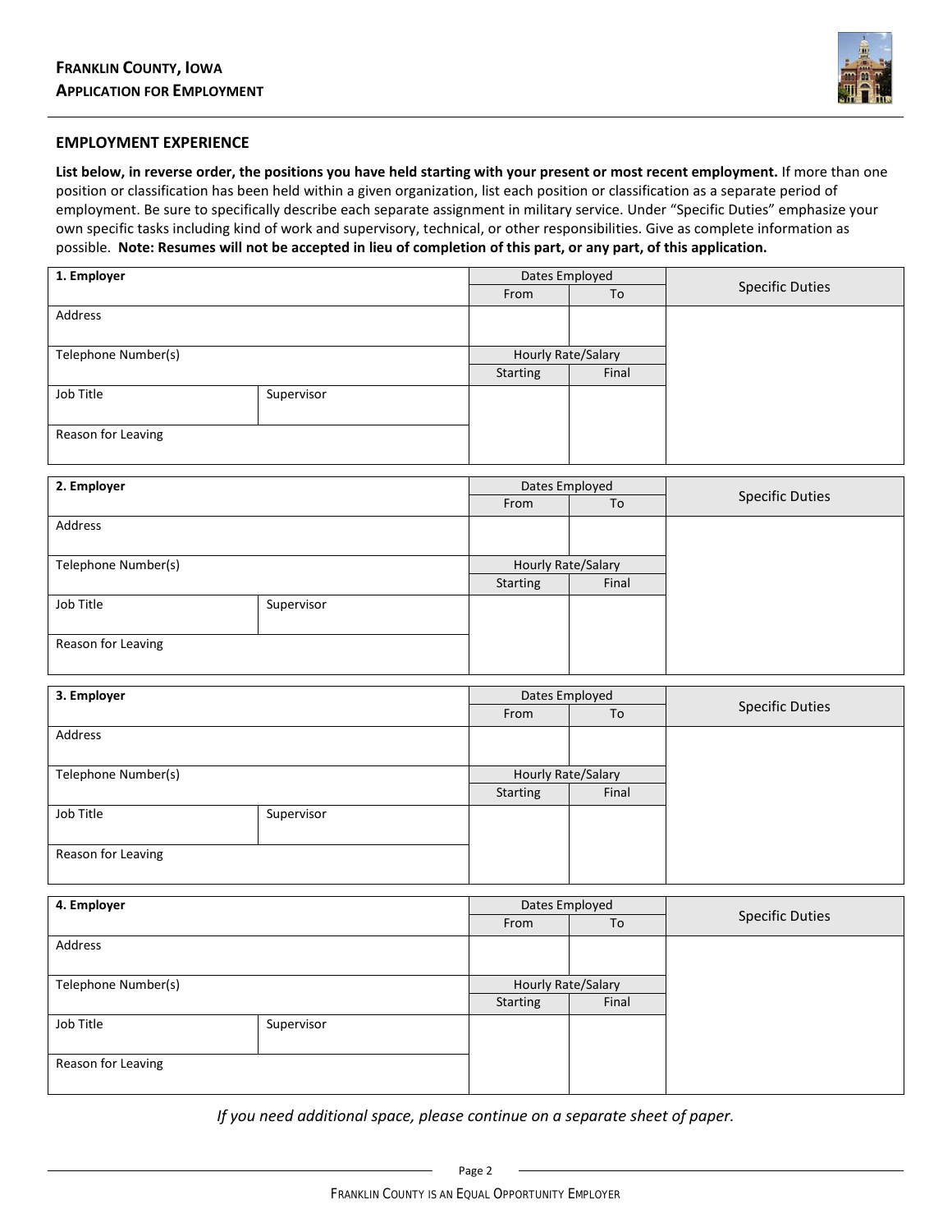## EMPLOYMENT EXPERIENCE

**List below, in reverse order, the positions you have held starting with your present or most recent employment.** If more than one position or classification has been held within a given organization, list each position or classification as a separate period of employment. Be sure to specifically describe each separate assignment in military service. Under "Specific Duties" emphasize your own specific tasks including kind of work and supervisory, technical, or other responsibilities. Give as complete information as possible. **Note: Resumes will not be accepted in lieu of completion of this part, or any part, of this application.**

| **1. Employer** | | Dates Employed | | Specific Duties |
|---|---|---|---|---|
| | | From | To | |
| Address | | | | |
| Telephone Number(s) | | Hourly Rate/Salary | | |
| | | Starting | Final | |
| Job Title | Supervisor | | | |
| Reason for Leaving | | | | |

| **2. Employer** | | Dates Employed | | Specific Duties |
|---|---|---|---|---|
| | | From | To | |
| Address | | | | |
| Telephone Number(s) | | Hourly Rate/Salary | | |
| | | Starting | Final | |
| Job Title | Supervisor | | | |
| Reason for Leaving | | | | |

| **3. Employer** | | Dates Employed | | Specific Duties |
|---|---|---|---|---|
| | | From | To | |
| Address | | | | |
| Telephone Number(s) | | Hourly Rate/Salary | | |
| | | Starting | Final | |
| Job Title | Supervisor | | | |
| Reason for Leaving | | | | |

| **4. Employer** | | Dates Employed | | Specific Duties |
|---|---|---|---|---|
| | | From | To | |
| Address | | | | |
| Telephone Number(s) | | Hourly Rate/Salary | | |
| | | Starting | Final | |
| Job Title | Supervisor | | | |
| Reason for Leaving | | | | |

*If you need additional space, please continue on a separate sheet of paper.*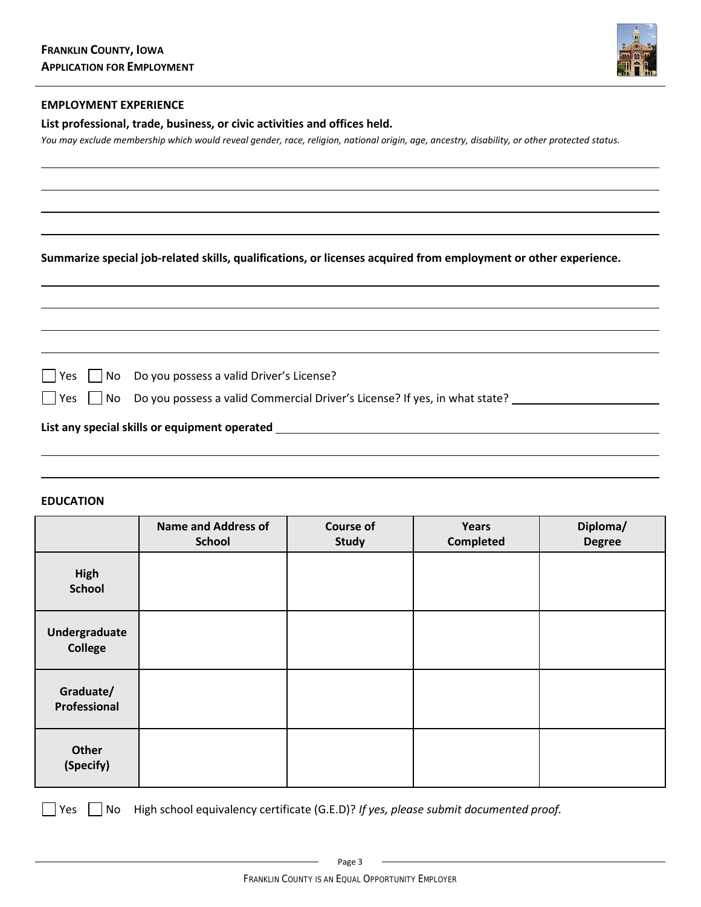## EMPLOYMENT EXPERIENCE

**List professional, trade, business, or civic activities and offices held.**

*You may exclude membership which would reveal gender, race, religion, national origin, age, ancestry, disability, or other protected status.*

**Summarize special job-related skills, qualifications, or licenses acquired from employment or other experience.**

☐ Yes ☐ No Do you possess a valid Driver's License?

☐ Yes ☐ No Do you possess a valid Commercial Driver's License? If yes, in what state? ______________________

**List any special skills or equipment operated** ______________________

## EDUCATION

| | Name and Address of School | Course of Study | Years Completed | Diploma/ Degree |
|---|---|---|---|---|
| **High School** | | | | |
| **Undergraduate College** | | | | |
| **Graduate/ Professional** | | | | |
| **Other (Specify)** | | | | |

☐ Yes ☐ No High school equivalency certificate (G.E.D)? *If yes, please submit documented proof.*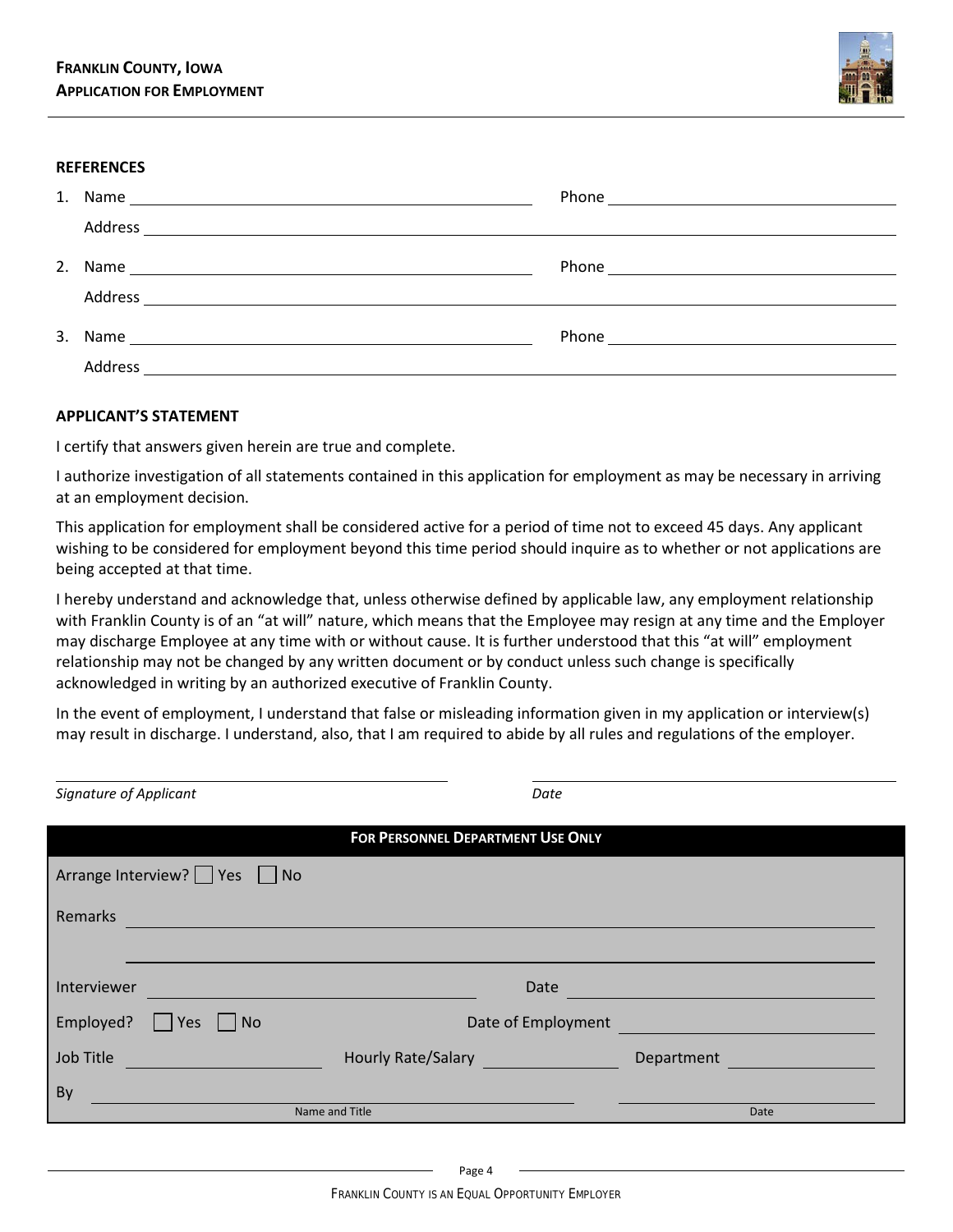## REFERENCES

1. Name \_\_\_\_\_\_\_\_\_\_\_\_\_\_\_\_\_\_\_\_ Phone \_\_\_\_\_\_\_\_\_\_\_\_\_\_\_\_\_\_\_\_

   Address \_\_\_\_\_\_\_\_\_\_\_\_\_\_\_\_\_\_\_\_\_\_\_\_\_\_\_\_\_\_\_\_\_\_\_\_\_\_\_\_

2. Name \_\_\_\_\_\_\_\_\_\_\_\_\_\_\_\_\_\_\_\_ Phone \_\_\_\_\_\_\_\_\_\_\_\_\_\_\_\_\_\_\_\_

   Address \_\_\_\_\_\_\_\_\_\_\_\_\_\_\_\_\_\_\_\_\_\_\_\_\_\_\_\_\_\_\_\_\_\_\_\_\_\_\_\_

3. Name \_\_\_\_\_\_\_\_\_\_\_\_\_\_\_\_\_\_\_\_ Phone \_\_\_\_\_\_\_\_\_\_\_\_\_\_\_\_\_\_\_\_

   Address \_\_\_\_\_\_\_\_\_\_\_\_\_\_\_\_\_\_\_\_\_\_\_\_\_\_\_\_\_\_\_\_\_\_\_\_\_\_\_\_

## APPLICANT'S STATEMENT

I certify that answers given herein are true and complete.

I authorize investigation of all statements contained in this application for employment as may be necessary in arriving at an employment decision.

This application for employment shall be considered active for a period of time not to exceed 45 days. Any applicant wishing to be considered for employment beyond this time period should inquire as to whether or not applications are being accepted at that time.

I hereby understand and acknowledge that, unless otherwise defined by applicable law, any employment relationship with Franklin County is of an "at will" nature, which means that the Employee may resign at any time and the Employer may discharge Employee at any time with or without cause. It is further understood that this "at will" employment relationship may not be changed by any written document or by conduct unless such change is specifically acknowledged in writing by an authorized executive of Franklin County.

In the event of employment, I understand that false or misleading information given in my application or interview(s) may result in discharge. I understand, also, that I am required to abide by all rules and regulations of the employer.

\_\_\_\_\_\_\_\_\_\_\_\_\_\_\_\_\_\_\_\_ \_\_\_\_\_\_\_\_\_\_\_\_\_\_\_\_\_\_\_\_

*Signature of Applicant* *Date*

### FOR PERSONNEL DEPARTMENT USE ONLY

Arrange Interview? ☐ Yes ☐ No

Remarks \_\_\_\_\_\_\_\_\_\_\_\_\_\_\_\_\_\_\_\_\_\_\_\_\_\_\_\_\_\_\_\_\_\_\_\_\_\_\_\_

Interviewer \_\_\_\_\_\_\_\_\_\_\_\_\_\_\_\_\_\_\_\_ Date \_\_\_\_\_\_\_\_\_\_\_\_\_\_\_\_\_\_\_\_

Employed? ☐ Yes ☐ No Date of Employment \_\_\_\_\_\_\_\_\_\_\_\_\_\_\_\_\_\_\_\_

Job Title \_\_\_\_\_\_\_\_\_\_ Hourly Rate/Salary \_\_\_\_\_\_\_\_\_\_ Department \_\_\_\_\_\_\_\_\_\_

By \_\_\_\_\_\_\_\_\_\_\_\_\_\_\_\_\_\_\_\_ \_\_\_\_\_\_\_\_\_\_\_\_\_\_\_\_\_\_\_\_

Name and Title Date

FRANKLIN COUNTY IS AN EQUAL OPPORTUNITY EMPLOYER